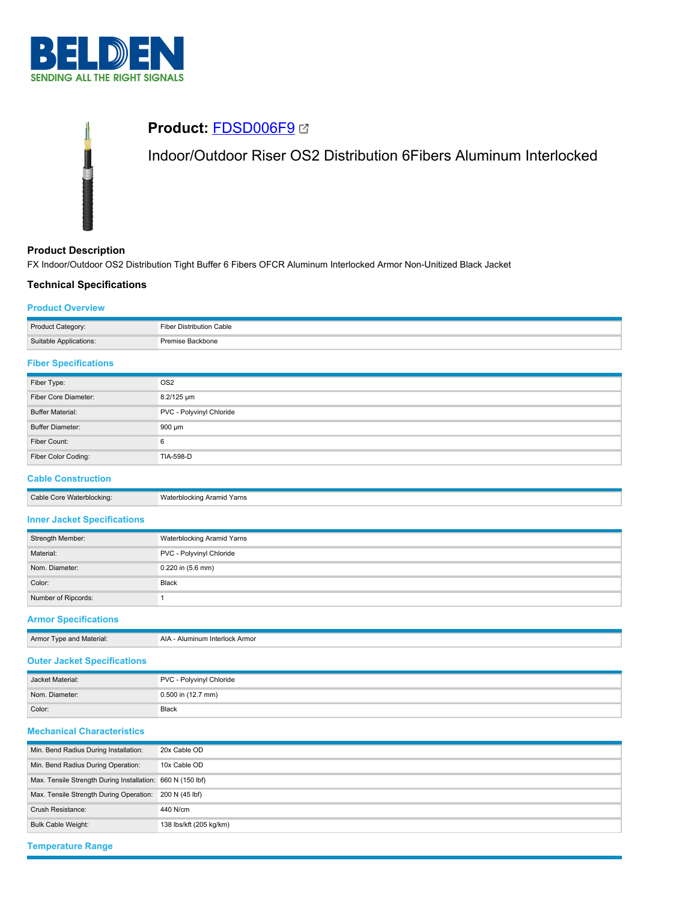## Product: FDSD006F9

Indoor/Outdoor Riser OS2 Distribution 6Fibers Aluminum Interlocked

### Product Description

FX Indoor/Outdoor OS2 Distribution Tight Buffer 6 Fibers OFCR Aluminum Interlocked Armor Non-Unitized Black Jacket

### Technical Specifications

#### Product Overview

| | |
|---|---|
| Product Category: | Fiber Distribution Cable |
| Suitable Applications: | Premise Backbone |

#### Fiber Specifications

| | |
|---|---|
| Fiber Type: | OS2 |
| Fiber Core Diameter: | 8.2/125 µm |
| Buffer Material: | PVC - Polyvinyl Chloride |
| Buffer Diameter: | 900 µm |
| Fiber Count: | 6 |
| Fiber Color Coding: | TIA-598-D |

#### Cable Construction

| | |
|---|---|
| Cable Core Waterblocking: | Waterblocking Aramid Yarns |

#### Inner Jacket Specifications

| | |
|---|---|
| Strength Member: | Waterblocking Aramid Yarns |
| Material: | PVC - Polyvinyl Chloride |
| Nom. Diameter: | 0.220 in (5.6 mm) |
| Color: | Black |
| Number of Ripcords: | 1 |

#### Armor Specifications

| | |
|---|---|
| Armor Type and Material: | AIA - Aluminum Interlock Armor |

#### Outer Jacket Specifications

| | |
|---|---|
| Jacket Material: | PVC - Polyvinyl Chloride |
| Nom. Diameter: | 0.500 in (12.7 mm) |
| Color: | Black |

#### Mechanical Characteristics

| | |
|---|---|
| Min. Bend Radius During Installation: | 20x Cable OD |
| Min. Bend Radius During Operation: | 10x Cable OD |
| Max. Tensile Strength During Installation: | 660 N (150 lbf) |
| Max. Tensile Strength During Operation: | 200 N (45 lbf) |
| Crush Resistance: | 440 N/cm |
| Bulk Cable Weight: | 138 lbs/kft (205 kg/km) |

#### Temperature Range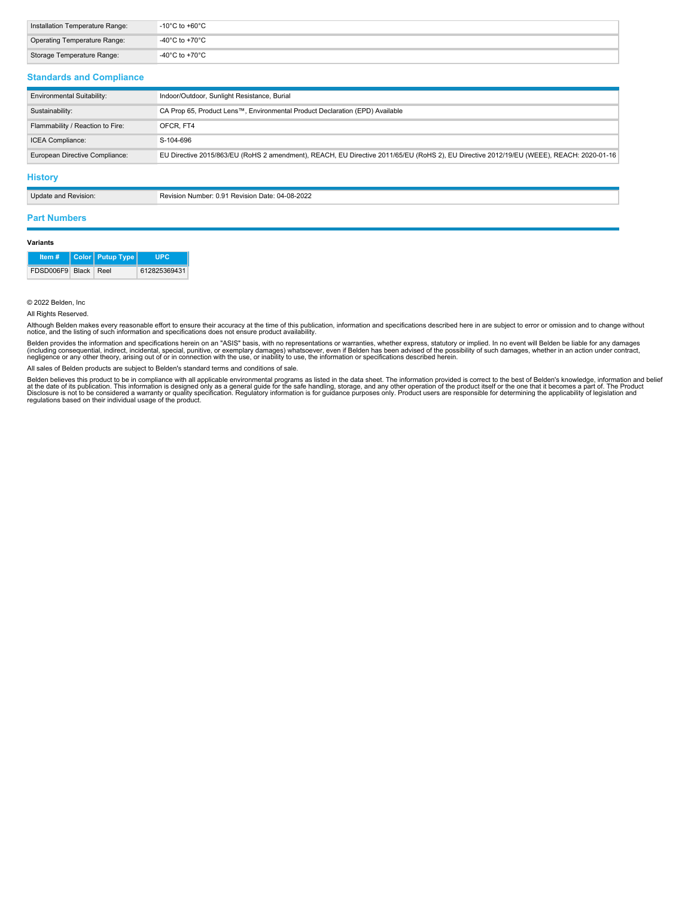| | |
|---|---|
| Installation Temperature Range: | -10°C to +60°C |
| Operating Temperature Range: | -40°C to +70°C |
| Storage Temperature Range: | -40°C to +70°C |

## Standards and Compliance

| | |
|---|---|
| Environmental Suitability: | Indoor/Outdoor, Sunlight Resistance, Burial |
| Sustainability: | CA Prop 65, Product Lens™, Environmental Product Declaration (EPD) Available |
| Flammability / Reaction to Fire: | OFCR, FT4 |
| ICEA Compliance: | S-104-696 |
| European Directive Compliance: | EU Directive 2015/863/EU (RoHS 2 amendment), REACH, EU Directive 2011/65/EU (RoHS 2), EU Directive 2012/19/EU (WEEE), REACH: 2020-01-16 |

## History

| | |
|---|---|
| Update and Revision: | Revision Number: 0.91 Revision Date: 04-08-2022 |

## Part Numbers

**Variants**

| Item # | Color | Putup Type | UPC |
|---|---|---|---|
| FDSD006F9 | Black | Reel | 612825369431 |

© 2022 Belden, Inc

All Rights Reserved.

Although Belden makes every reasonable effort to ensure their accuracy at the time of this publication, information and specifications described here in are subject to error or omission and to change without notice, and the listing of such information and specifications does not ensure product availability.

Belden provides the information and specifications herein on an "ASIS" basis, with no representations or warranties, whether express, statutory or implied. In no event will Belden be liable for any damages (including consequential, indirect, incidental, special, punitive, or exemplary damages) whatsoever, even if Belden has been advised of the possibility of such damages, whether in an action under contract, negligence or any other theory, arising out of or in connection with the use, or inability to use, the information or specifications described herein.

All sales of Belden products are subject to Belden's standard terms and conditions of sale.

Belden believes this product to be in compliance with all applicable environmental programs as listed in the data sheet. The information provided is correct to the best of Belden's knowledge, information and belief at the date of its publication. This information is designed only as a general guide for the safe handling, storage, and any other operation of the product itself or the one that it becomes a part of. The Product Disclosure is not to be considered a warranty or quality specification. Regulatory information is for guidance purposes only. Product users are responsible for determining the applicability of legislation and regulations based on their individual usage of the product.